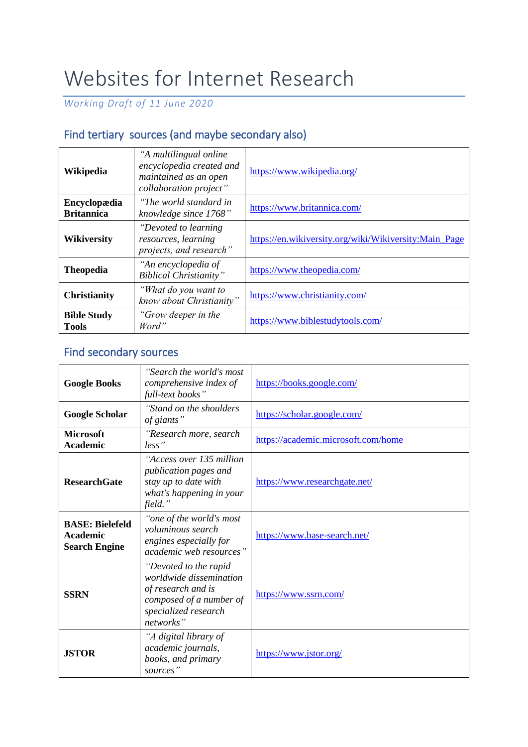# Websites for Internet Research

*Working Draft of 11 June 2020*

## Find tertiary sources (and maybe secondary also)

| | | |
|---|---|---|
| **Wikipedia** | *"A multilingual online encyclopedia created and maintained as an open collaboration project"* | https://www.wikipedia.org/ |
| **Encyclopædia Britannica** | *"The world standard in knowledge since 1768"* | https://www.britannica.com/ |
| **Wikiversity** | *"Devoted to learning resources, learning projects, and research"* | https://en.wikiversity.org/wiki/Wikiversity:Main_Page |
| **Theopedia** | *"An encyclopedia of Biblical Christianity"* | https://www.theopedia.com/ |
| **Christianity** | *"What do you want to know about Christianity"* | https://www.christianity.com/ |
| **Bible Study Tools** | *"Grow deeper in the Word"* | https://www.biblestudytools.com/ |

## Find secondary sources

| | | |
|---|---|---|
| **Google Books** | *"Search the world's most comprehensive index of full-text books"* | https://books.google.com/ |
| **Google Scholar** | *"Stand on the shoulders of giants"* | https://scholar.google.com/ |
| **Microsoft Academic** | *"Research more, search less"* | https://academic.microsoft.com/home |
| **ResearchGate** | *"Access over 135 million publication pages and stay up to date with what's happening in your field."* | https://www.researchgate.net/ |
| **BASE: Bielefeld Academic Search Engine** | *"one of the world's most voluminous search engines especially for academic web resources"* | https://www.base-search.net/ |
| **SSRN** | *"Devoted to the rapid worldwide dissemination of research and is composed of a number of specialized research networks"* | https://www.ssrn.com/ |
| **JSTOR** | *"A digital library of academic journals, books, and primary sources"* | https://www.jstor.org/ |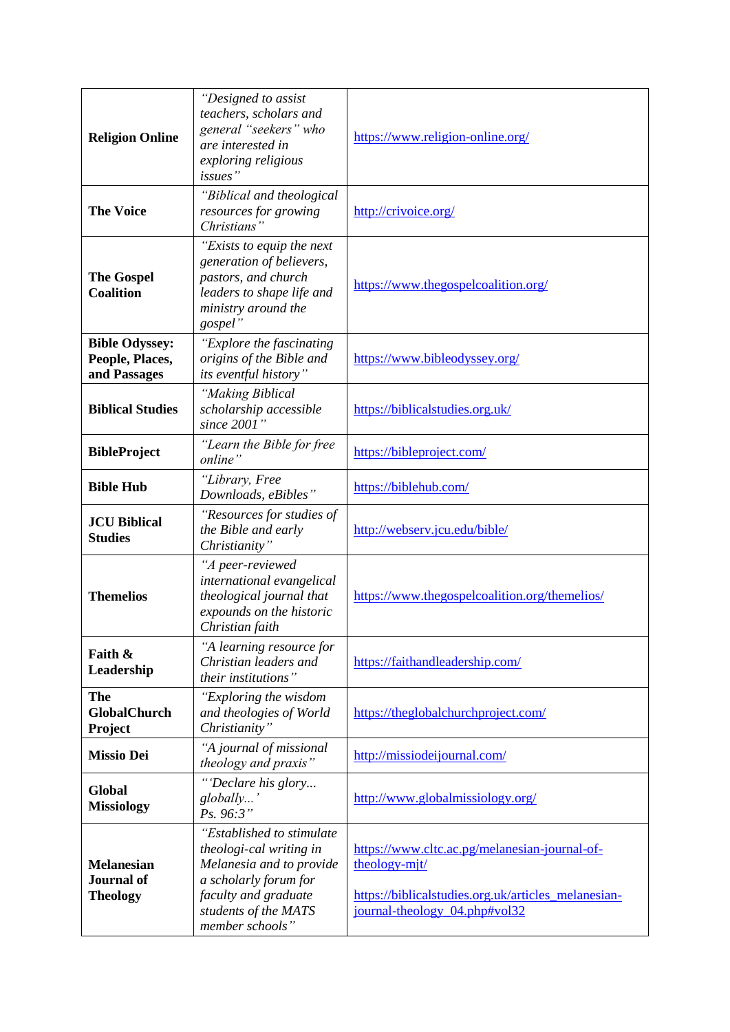| **Religion Online** | *"Designed to assist teachers, scholars and general "seekers" who are interested in exploring religious issues"* | https://www.religion-online.org/ |
|---|---|---|
| **The Voice** | *"Biblical and theological resources for growing Christians"* | http://crivoice.org/ |
| **The Gospel Coalition** | *"Exists to equip the next generation of believers, pastors, and church leaders to shape life and ministry around the gospel"* | https://www.thegospelcoalition.org/ |
| **Bible Odyssey: People, Places, and Passages** | *"Explore the fascinating origins of the Bible and its eventful history"* | https://www.bibleodyssey.org/ |
| **Biblical Studies** | *"Making Biblical scholarship accessible since 2001"* | https://biblicalstudies.org.uk/ |
| **BibleProject** | *"Learn the Bible for free online"* | https://bibleproject.com/ |
| **Bible Hub** | *"Library, Free Downloads, eBibles"* | https://biblehub.com/ |
| **JCU Biblical Studies** | *"Resources for studies of the Bible and early Christianity"* | http://webserv.jcu.edu/bible/ |
| **Themelios** | *"A peer-reviewed international evangelical theological journal that expounds on the historic Christian faith* | https://www.thegospelcoalition.org/themelios/ |
| **Faith & Leadership** | *"A learning resource for Christian leaders and their institutions"* | https://faithandleadership.com/ |
| **The GlobalChurch Project** | *"Exploring the wisdom and theologies of World Christianity"* | https://theglobalchurchproject.com/ |
| **Missio Dei** | *"A journal of missional theology and praxis"* | http://missiodeijournal.com/ |
| **Global Missiology** | *"'Declare his glory... globally...' Ps. 96:3"* | http://www.globalmissiology.org/ |
| **Melanesian Journal of Theology** | *"Established to stimulate theologi-cal writing in Melanesia and to provide a scholarly forum for faculty and graduate students of the MATS member schools"* | https://www.cltc.ac.pg/melanesian-journal-of-theology-mjt/ <br><br> https://biblicalstudies.org.uk/articles_melanesian-journal-theology_04.php#vol32 |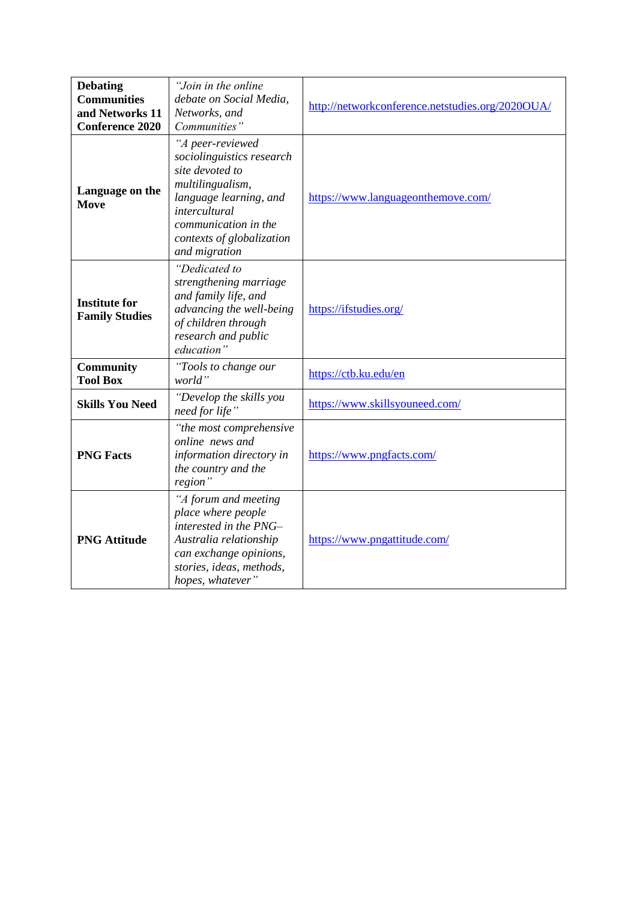| | | |
|---|---|---|
| **Debating Communities and Networks 11 Conference 2020** | *"Join in the online debate on Social Media, Networks, and Communities"* | http://networkconference.netstudies.org/2020OUA/ |
| **Language on the Move** | *"A peer-reviewed sociolinguistics research site devoted to multilingualism, language learning, and intercultural communication in the contexts of globalization and migration* | https://www.languageonthemove.com/ |
| **Institute for Family Studies** | *"Dedicated to strengthening marriage and family life, and advancing the well-being of children through research and public education"* | https://ifstudies.org/ |
| **Community Tool Box** | *"Tools to change our world"* | https://ctb.ku.edu/en |
| **Skills You Need** | *"Develop the skills you need for life"* | https://www.skillsyouneed.com/ |
| **PNG Facts** | *"the most comprehensive online news and information directory in the country and the region"* | https://www.pngfacts.com/ |
| **PNG Attitude** | *"A forum and meeting place where people interested in the PNG–Australia relationship can exchange opinions, stories, ideas, methods, hopes, whatever"* | https://www.pngattitude.com/ |